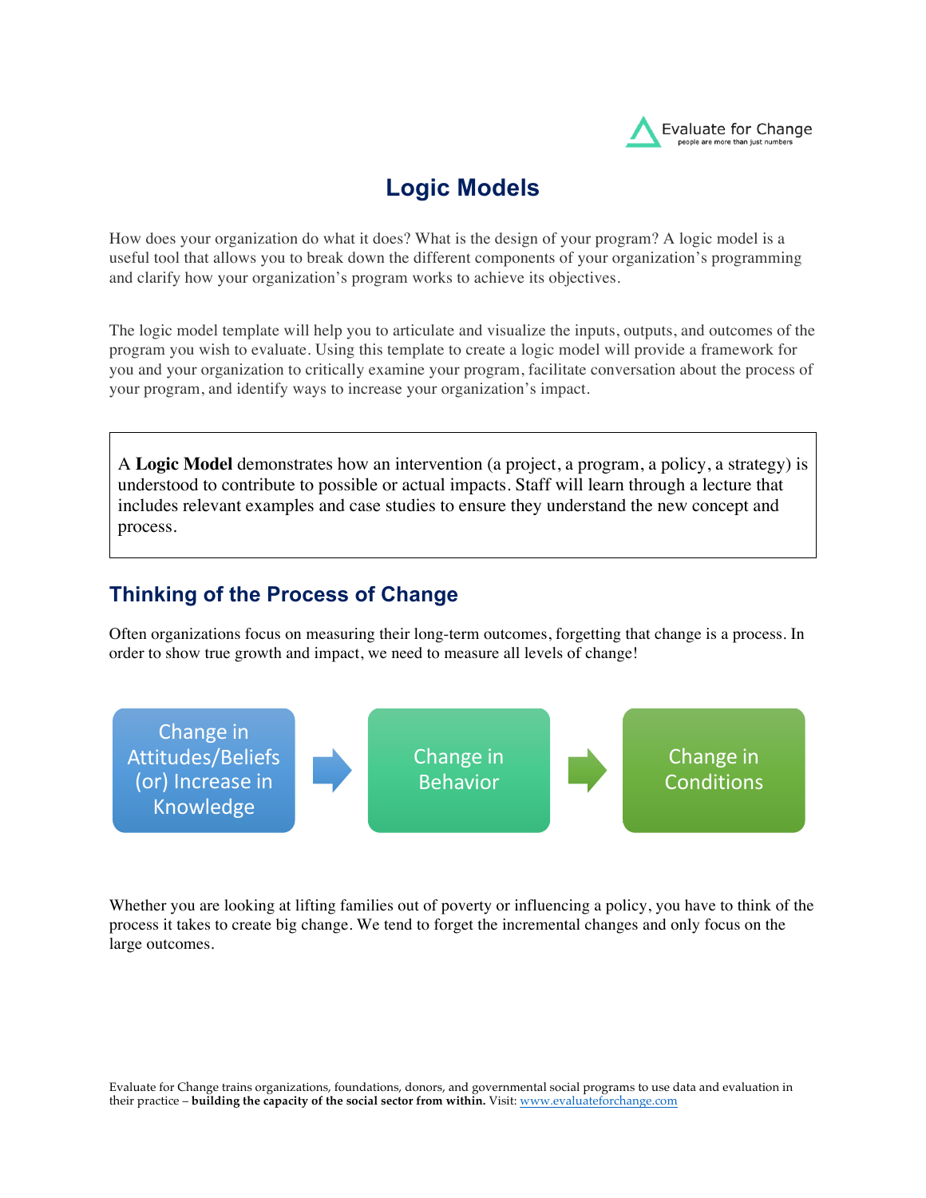# Logic Models

How does your organization do what it does? What is the design of your program? A logic model is a useful tool that allows you to break down the different components of your organization's programming and clarify how your organization's program works to achieve its objectives.

The logic model template will help you to articulate and visualize the inputs, outputs, and outcomes of the program you wish to evaluate. Using this template to create a logic model will provide a framework for you and your organization to critically examine your program, facilitate conversation about the process of your program, and identify ways to increase your organization's impact.

> A **Logic Model** demonstrates how an intervention (a project, a program, a policy, a strategy) is understood to contribute to possible or actual impacts. Staff will learn through a lecture that includes relevant examples and case studies to ensure they understand the new concept and process.

## Thinking of the Process of Change

Often organizations focus on measuring their long-term outcomes, forgetting that change is a process. In order to show true growth and impact, we need to measure all levels of change!

Change in Attitudes/Beliefs (or) Increase in Knowledge → Change in Behavior → Change in Conditions

Whether you are looking at lifting families out of poverty or influencing a policy, you have to think of the process it takes to create big change. We tend to forget the incremental changes and only focus on the large outcomes.

Evaluate for Change trains organizations, foundations, donors, and governmental social programs to use data and evaluation in their practice – **building the capacity of the social sector from within.** Visit: www.evaluateforchange.com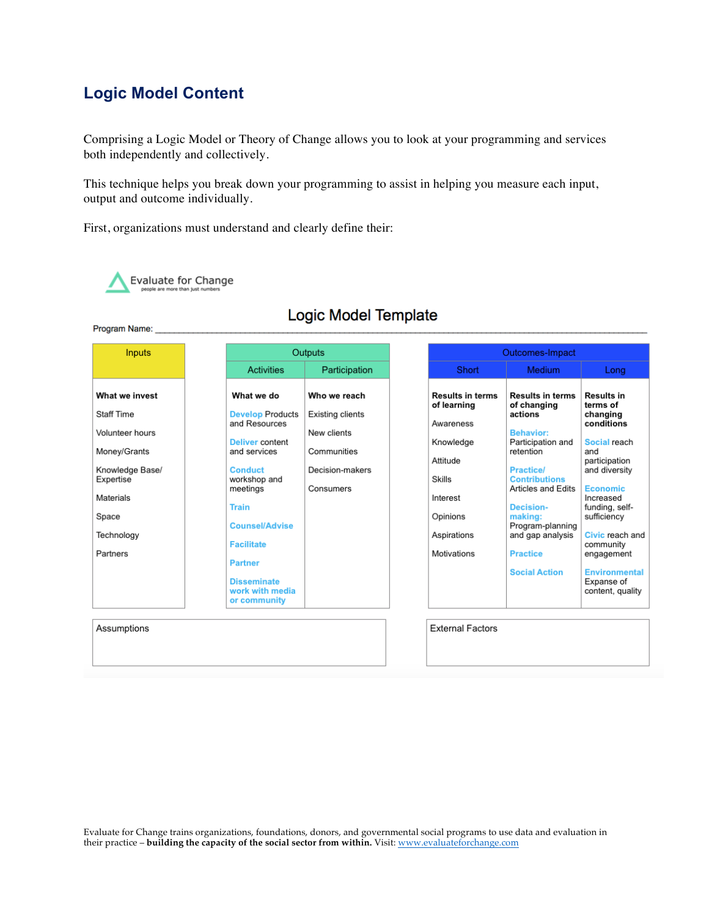## Logic Model Content

Comprising a Logic Model or Theory of Change allows you to look at your programming and services both independently and collectively.

This technique helps you break down your programming to assist in helping you measure each input, output and outcome individually.

First, organizations must understand and clearly define their:

Evaluate for Change
people are more than just numbers

### Logic Model Template

Program Name: ______________________________

| Inputs | Outputs | | Outcomes-Impact | | |
|---|---|---|---|---|---|
| | Activities | Participation | Short | Medium | Long |
| **What we invest**<br>Staff Time<br>Volunteer hours<br>Money/Grants<br>Knowledge Base/ Expertise<br>Materials<br>Space<br>Technology<br>Partners | **What we do**<br>**Develop** Products and Resources<br>**Deliver** content and services<br>**Conduct** workshop and meetings<br>**Train**<br>**Counsel/Advise**<br>**Facilitate**<br>**Partner**<br>**Disseminate work with media or community** | **Who we reach**<br>Existing clients<br>New clients<br>Communities<br>Decision-makers<br>Consumers | **Results in terms of learning**<br>Awareness<br>Knowledge<br>Attitude<br>Skills<br>Interest<br>Opinions<br>Aspirations<br>Motivations | **Results in terms of changing actions**<br>**Behavior:** Participation and retention<br>**Practice/ Contributions** Articles and Edits<br>**Decision-making:** Program-planning and gap analysis<br>**Practice**<br>**Social Action** | **Results in terms of changing conditions**<br>**Social** reach and participation and diversity<br>**Economic** Increased funding, self-sufficiency<br>**Civic** reach and community engagement<br>**Environmental** Expanse of content, quality |

Assumptions

External Factors

Evaluate for Change trains organizations, foundations, donors, and governmental social programs to use data and evaluation in their practice – **building the capacity of the social sector from within.** Visit: www.evaluateforchange.com